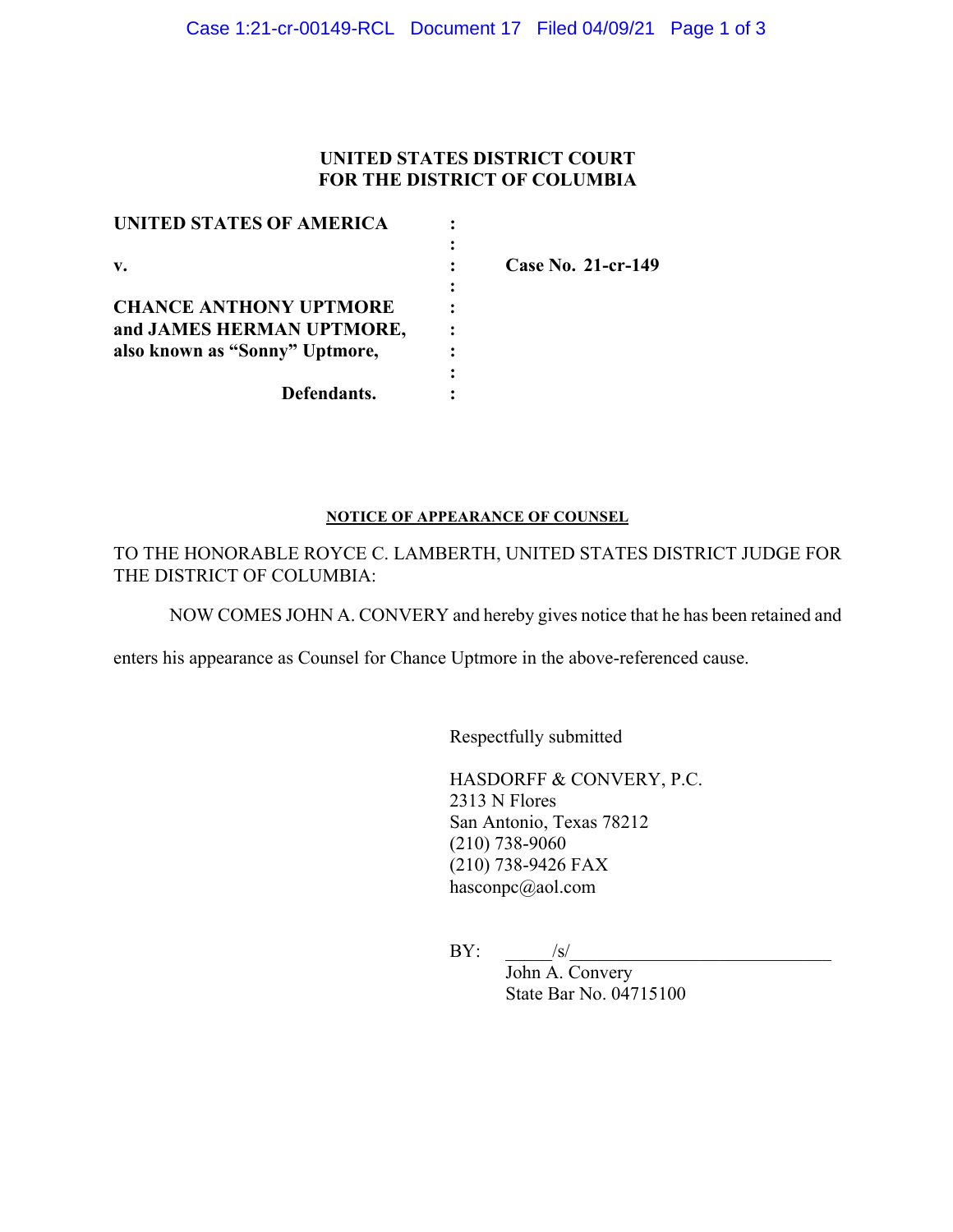**UNITED STATES DISTRICT COURT**
**FOR THE DISTRICT OF COLUMBIA**

| | | |
|---|---|---|
| **UNITED STATES OF AMERICA** | : | |
| | : | |
| **v.** | : | **Case No. 21-cr-149** |
| | : | |
| **CHANCE ANTHONY UPTMORE** | : | |
| **and JAMES HERMAN UPTMORE,** | : | |
| **also known as "Sonny" Uptmore,** | : | |
| | : | |
| **Defendants.** | : | |

**NOTICE OF APPEARANCE OF COUNSEL**

TO THE HONORABLE ROYCE C. LAMBERTH, UNITED STATES DISTRICT JUDGE FOR THE DISTRICT OF COLUMBIA:

NOW COMES JOHN A. CONVERY and hereby gives notice that he has been retained and enters his appearance as Counsel for Chance Uptmore in the above-referenced cause.

Respectfully submitted

HASDORFF & CONVERY, P.C.
2313 N Flores
San Antonio, Texas 78212
(210) 738-9060
(210) 738-9426 FAX
hasconpc@aol.com

BY: /s/
John A. Convery
State Bar No. 04715100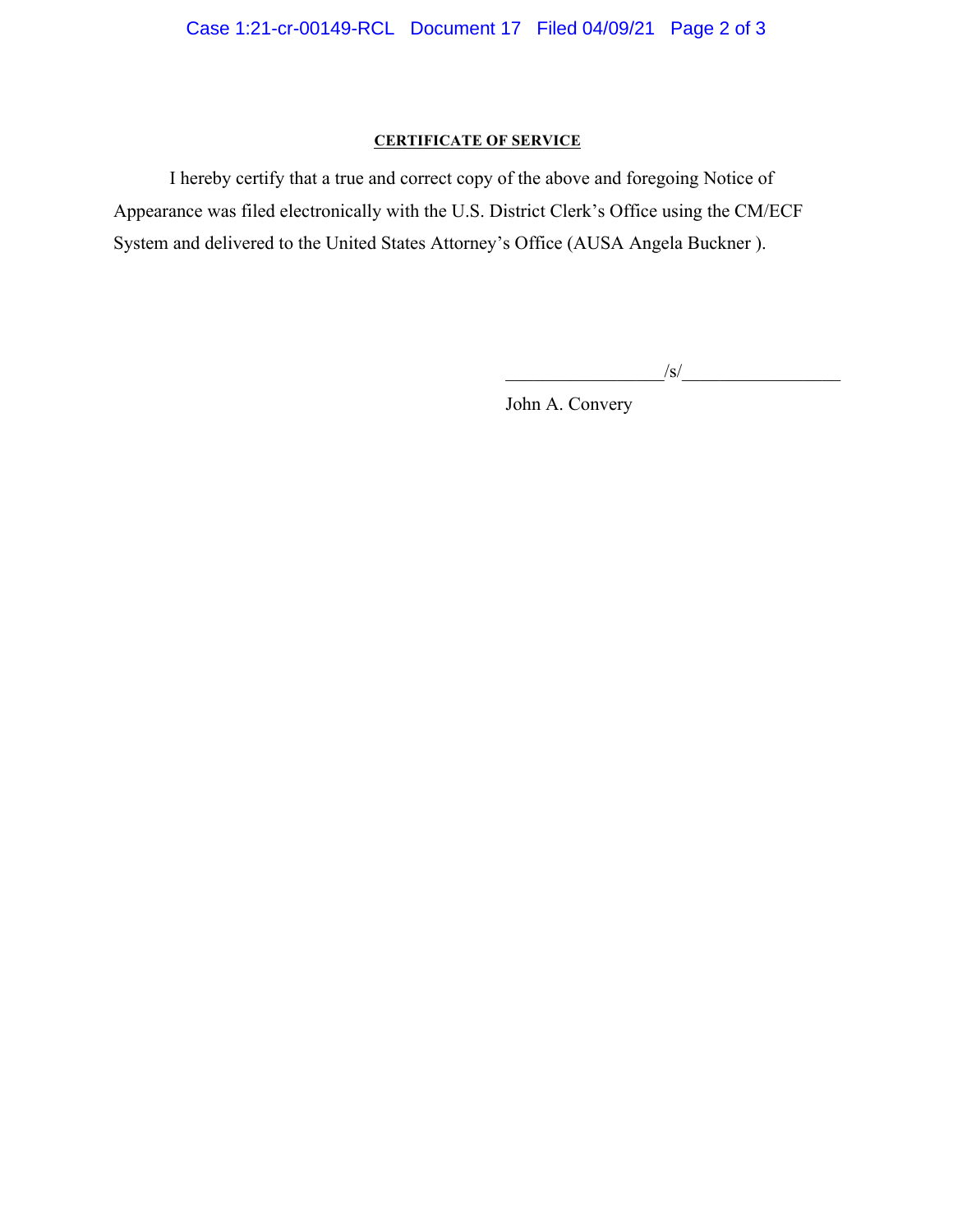**CERTIFICATE OF SERVICE**

I hereby certify that a true and correct copy of the above and foregoing Notice of Appearance was filed electronically with the U.S. District Clerk's Office using the CM/ECF System and delivered to the United States Attorney's Office (AUSA Angela Buckner ).

_________________/s/_________________

John A. Convery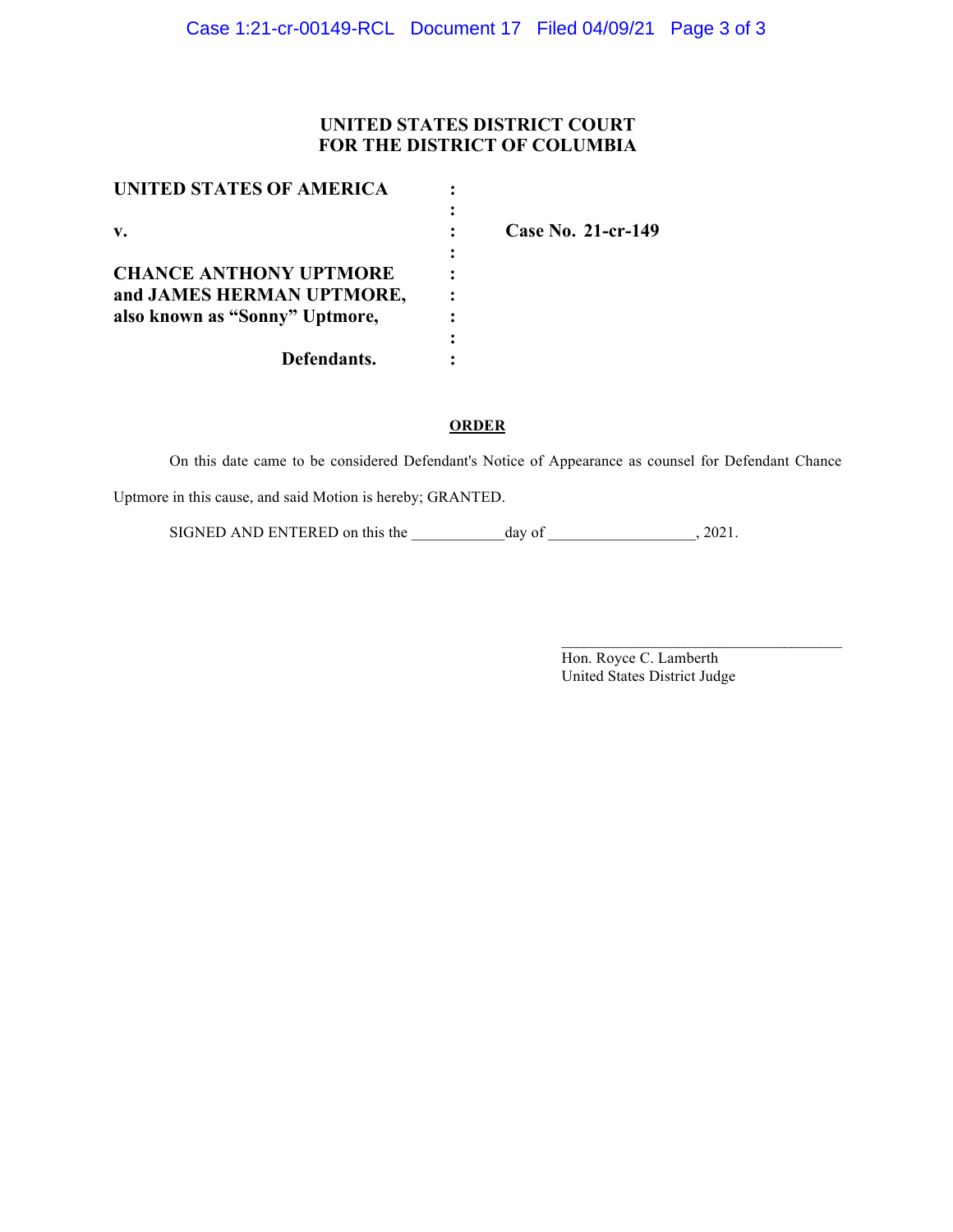**UNITED STATES DISTRICT COURT**
**FOR THE DISTRICT OF COLUMBIA**

| | | |
|---|---|---|
| **UNITED STATES OF AMERICA** | : | |
| | : | |
| **v.** | : | **Case No. 21-cr-149** |
| | : | |
| **CHANCE ANTHONY UPTMORE** | : | |
| **and JAMES HERMAN UPTMORE,** | : | |
| **also known as "Sonny" Uptmore,** | : | |
| | : | |
| **Defendants.** | : | |

**ORDER**

On this date came to be considered Defendant's Notice of Appearance as counsel for Defendant Chance Uptmore in this cause, and said Motion is hereby; GRANTED.

SIGNED AND ENTERED on this the ____________day of ___________________, 2021.

_____________________________________
Hon. Royce C. Lamberth
United States District Judge